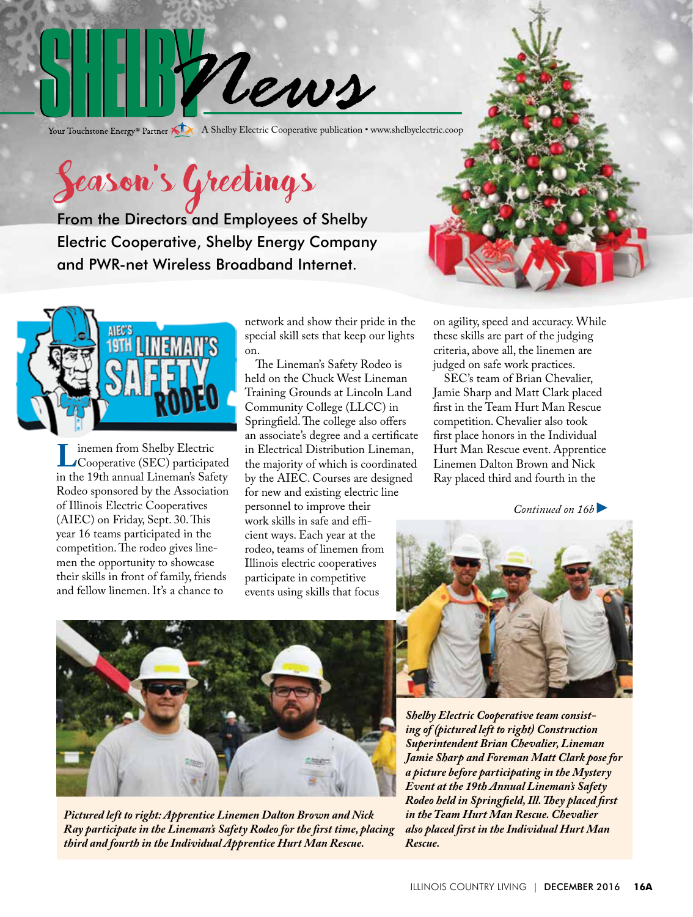# SHELBY News

Your Touchstone Energy® Partner · A Shelby Electric Cooperative publication • www.shelbyelectric.coop

## Season's Greetings

From the Directors and Employees of Shelby Electric Cooperative, Shelby Energy Company and PWR-net Wireless Broadband Internet.

## AIEC'S 19TH LINEMAN'S SAFETY RODEO

Linemen from Shelby Electric Cooperative (SEC) participated in the 19th annual Lineman's Safety Rodeo sponsored by the Association of Illinois Electric Cooperatives (AIEC) on Friday, Sept. 30. This year 16 teams participated in the competition. The rodeo gives linemen the opportunity to showcase their skills in front of family, friends and fellow linemen. It's a chance to network and show their pride in the special skill sets that keep our lights on.

The Lineman's Safety Rodeo is held on the Chuck West Lineman Training Grounds at Lincoln Land Community College (LLCC) in Springfield. The college also offers an associate's degree and a certificate in Electrical Distribution Lineman, the majority of which is coordinated by the AIEC. Courses are designed for new and existing electric line personnel to improve their work skills in safe and efficient ways. Each year at the rodeo, teams of linemen from Illinois electric cooperatives participate in competitive events using skills that focus on agility, speed and accuracy. While these skills are part of the judging criteria, above all, the linemen are judged on safe work practices.

SEC's team of Brian Chevalier, Jamie Sharp and Matt Clark placed first in the Team Hurt Man Rescue competition. Chevalier also took first place honors in the Individual Hurt Man Rescue event. Apprentice Linemen Dalton Brown and Nick Ray placed third and fourth in the

*Continued on 16b*

*Shelby Electric Cooperative team consisting of (pictured left to right) Construction Superintendent Brian Chevalier, Lineman Jamie Sharp and Foreman Matt Clark pose for a picture before participating in the Mystery Event at the 19th Annual Lineman's Safety Rodeo held in Springfield, Ill. They placed first in the Team Hurt Man Rescue. Chevalier also placed first in the Individual Hurt Man Rescue.*

*Pictured left to right: Apprentice Linemen Dalton Brown and Nick Ray participate in the Lineman's Safety Rodeo for the first time, placing third and fourth in the Individual Apprentice Hurt Man Rescue.*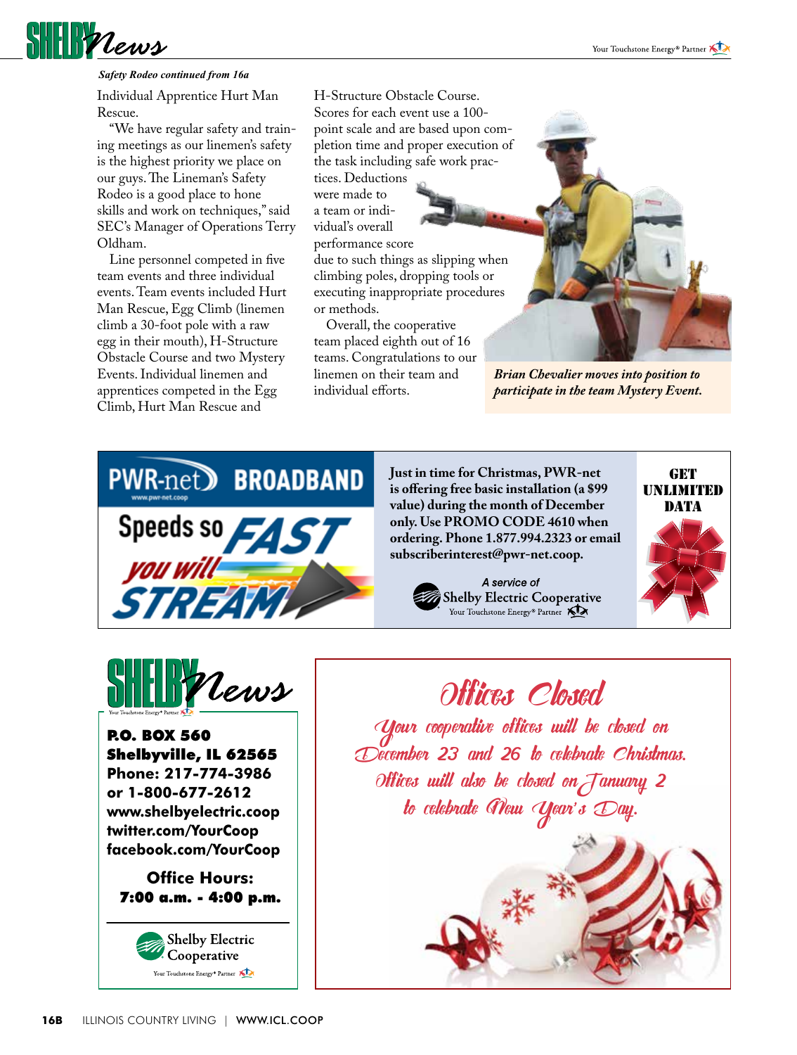*Safety Rodeo continued from 16a*

Individual Apprentice Hurt Man Rescue.

"We have regular safety and training meetings as our linemen's safety is the highest priority we place on our guys. The Lineman's Safety Rodeo is a good place to hone skills and work on techniques," said SEC's Manager of Operations Terry Oldham.

Line personnel competed in five team events and three individual events. Team events included Hurt Man Rescue, Egg Climb (linemen climb a 30-foot pole with a raw egg in their mouth), H-Structure Obstacle Course and two Mystery Events. Individual linemen and apprentices competed in the Egg Climb, Hurt Man Rescue and H-Structure Obstacle Course. Scores for each event use a 100-point scale and are based upon completion time and proper execution of the task including safe work practices. Deductions were made to a team or individual's overall performance score due to such things as slipping when climbing poles, dropping tools or executing inappropriate procedures or methods.

Overall, the cooperative team placed eighth out of 16 teams. Congratulations to our linemen on their team and individual efforts.

***Brian Chevalier moves into position to participate in the team Mystery Event.***

---

**PWR-net BROADBAND**

Speeds so FAST you will STREAM

**Just in time for Christmas, PWR-net is offering free basic installation (a $99 value) during the month of December only. Use PROMO CODE 4610 when ordering. Phone 1.877.994.2323 or email subscriberinterest@pwr-net.coop.**

*A service of* Shelby Electric Cooperative

Your Touchstone Energy® Partner

**GET UNLIMITED DATA**

---

**SHELBY News**

**P.O. BOX 560**
**Shelbyville, IL 62565**
**Phone: 217-774-3986**
**or 1-800-677-2612**
**www.shelbyelectric.coop**
**twitter.com/YourCoop**
**facebook.com/YourCoop**

**Office Hours:**
**7:00 a.m. - 4:00 p.m.**

Shelby Electric Cooperative
Your Touchstone Energy® Partner

---

## Offices Closed

*Your cooperative offices will be closed on December 23 and 26 to celebrate Christmas. Offices will also be closed on January 2 to celebrate New Year's Day.*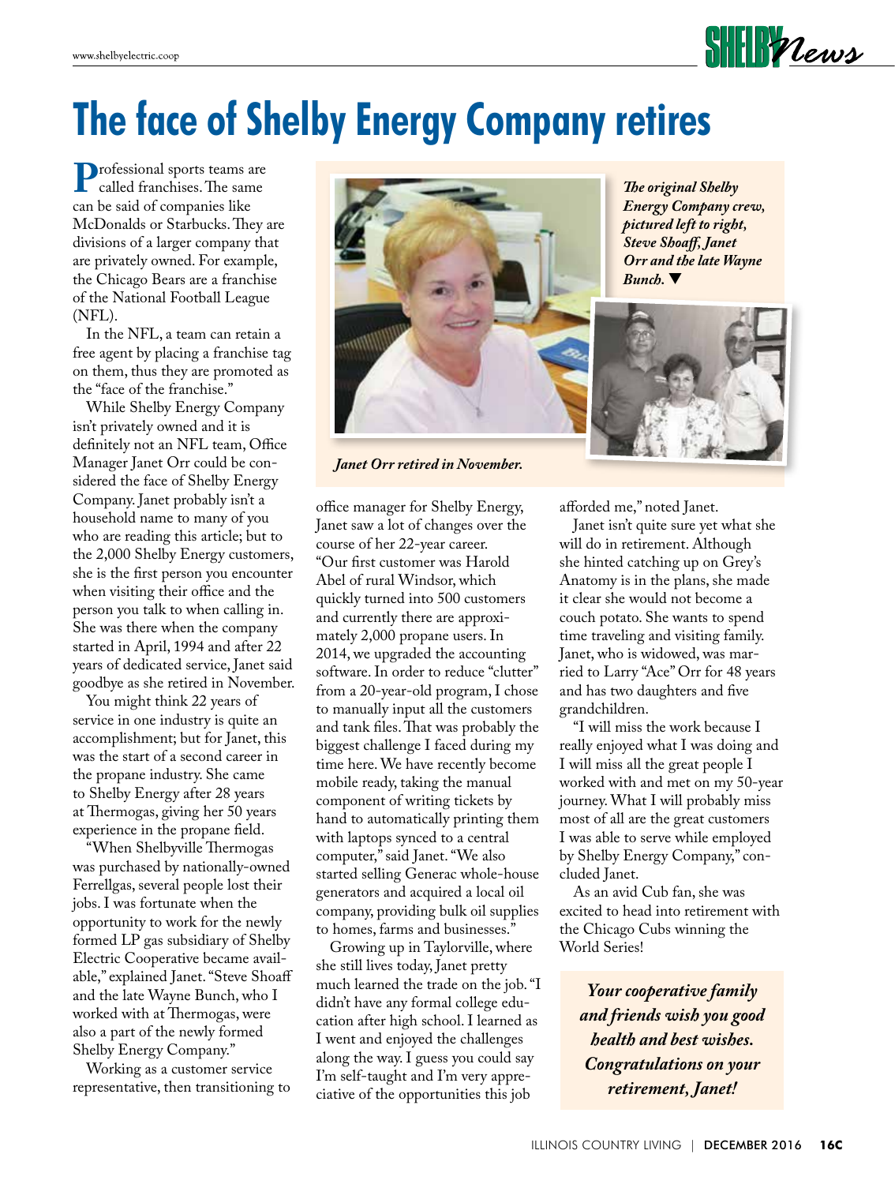# The face of Shelby Energy Company retires

Professional sports teams are called franchises. The same can be said of companies like McDonalds or Starbucks. They are divisions of a larger company that are privately owned. For example, the Chicago Bears are a franchise of the National Football League (NFL).

In the NFL, a team can retain a free agent by placing a franchise tag on them, thus they are promoted as the "face of the franchise."

While Shelby Energy Company isn't privately owned and it is definitely not an NFL team, Office Manager Janet Orr could be considered the face of Shelby Energy Company. Janet probably isn't a household name to many of you who are reading this article; but to the 2,000 Shelby Energy customers, she is the first person you encounter when visiting their office and the person you talk to when calling in. She was there when the company started in April, 1994 and after 22 years of dedicated service, Janet said goodbye as she retired in November.

You might think 22 years of service in one industry is quite an accomplishment; but for Janet, this was the start of a second career in the propane industry. She came to Shelby Energy after 28 years at Thermogas, giving her 50 years experience in the propane field.

"When Shelbyville Thermogas was purchased by nationally-owned Ferrellgas, several people lost their jobs. I was fortunate when the opportunity to work for the newly formed LP gas subsidiary of Shelby Electric Cooperative became available," explained Janet. "Steve Shoaff and the late Wayne Bunch, who I worked with at Thermogas, were also a part of the newly formed Shelby Energy Company."

Working as a customer service representative, then transitioning to office manager for Shelby Energy, Janet saw a lot of changes over the course of her 22-year career. "Our first customer was Harold Abel of rural Windsor, which quickly turned into 500 customers and currently there are approximately 2,000 propane users. In 2014, we upgraded the accounting software. In order to reduce "clutter" from a 20-year-old program, I chose to manually input all the customers and tank files. That was probably the biggest challenge I faced during my time here. We have recently become mobile ready, taking the manual component of writing tickets by hand to automatically printing them with laptops synced to a central computer," said Janet. "We also started selling Generac whole-house generators and acquired a local oil company, providing bulk oil supplies to homes, farms and businesses."

*Janet Orr retired in November.*

*The original Shelby Energy Company crew, pictured left to right, Steve Shoaff, Janet Orr and the late Wayne Bunch.* ▼

Growing up in Taylorville, where she still lives today, Janet pretty much learned the trade on the job. "I didn't have any formal college education after high school. I learned as I went and enjoyed the challenges along the way. I guess you could say I'm self-taught and I'm very appreciative of the opportunities this job afforded me," noted Janet.

Janet isn't quite sure yet what she will do in retirement. Although she hinted catching up on Grey's Anatomy is in the plans, she made it clear she would not become a couch potato. She wants to spend time traveling and visiting family. Janet, who is widowed, was married to Larry "Ace" Orr for 48 years and has two daughters and five grandchildren.

"I will miss the work because I really enjoyed what I was doing and I will miss all the great people I worked with and met on my 50-year journey. What I will probably miss most of all are the great customers I was able to serve while employed by Shelby Energy Company," concluded Janet.

As an avid Cub fan, she was excited to head into retirement with the Chicago Cubs winning the World Series!

***Your cooperative family and friends wish you good health and best wishes. Congratulations on your retirement, Janet!***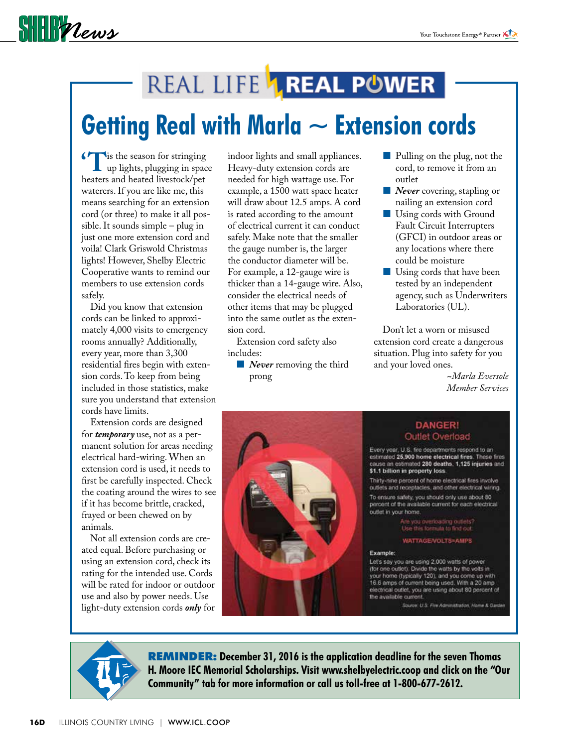# REAL LIFE REAL POWER

## Getting Real with Marla ~ Extension cords

'Tis the season for stringing up lights, plugging in space heaters and heated livestock/pet waterers. If you are like me, this means searching for an extension cord (or three) to make it all possible. It sounds simple – plug in just one more extension cord and voila! Clark Griswold Christmas lights! However, Shelby Electric Cooperative wants to remind our members to use extension cords safely.

Did you know that extension cords can be linked to approximately 4,000 visits to emergency rooms annually? Additionally, every year, more than 3,300 residential fires begin with extension cords. To keep from being included in those statistics, make sure you understand that extension cords have limits.

Extension cords are designed for ***temporary*** use, not as a permanent solution for areas needing electrical hard-wiring. When an extension cord is used, it needs to first be carefully inspected. Check the coating around the wires to see if it has become brittle, cracked, frayed or been chewed on by animals.

Not all extension cords are created equal. Before purchasing or using an extension cord, check its rating for the intended use. Cords will be rated for indoor or outdoor use and also by power needs. Use light-duty extension cords ***only*** for indoor lights and small appliances. Heavy-duty extension cords are needed for high wattage use. For example, a 1500 watt space heater will draw about 12.5 amps. A cord is rated according to the amount of electrical current it can conduct safely. Make note that the smaller the gauge number is, the larger the conductor diameter will be. For example, a 12-gauge wire is thicker than a 14-gauge wire. Also, consider the electrical needs of other items that may be plugged into the same outlet as the extension cord.

Extension cord safety also includes:

- ***Never*** removing the third prong
- Pulling on the plug, not the cord, to remove it from an outlet
- ***Never*** covering, stapling or nailing an extension cord
- Using cords with Ground Fault Circuit Interrupters (GFCI) in outdoor areas or any locations where there could be moisture
- Using cords that have been tested by an independent agency, such as Underwriters Laboratories (UL).

Don't let a worn or misused extension cord create a dangerous situation. Plug into safety for you and your loved ones.

*~Marla Eversole*
*Member Services*

**DANGER!**
**Outlet Overload**

Every year, U.S. fire departments respond to an estimated **25,900 home electrical fires**. These fires cause an estimated **280 deaths**, **1,125 injuries** and **$1.1 billion in property loss**.

Thirty-nine percent of home electrical fires involve outlets and receptacles, and other electrical wiring.

To ensure safety, you should only use about 80 percent of the available current for each electrical outlet in your home.

Are you overloading outlets? Use this formula to find out:

**WATTAGE/VOLTS=AMPS**

**Example:**
Let's say you are using 2,000 watts of power (for one outlet). Divide the watts by the volts in your home (typically 120), and you come up with 16.6 amps of current being used. With a 20 amp electrical outlet, you are using about 80 percent of the available current.

*Source: U.S. Fire Administration, Home & Garden*

**REMINDER: December 31, 2016 is the application deadline for the seven Thomas H. Moore IEC Memorial Scholarships. Visit www.shelbyelectric.coop and click on the "Our Community" tab for more information or call us toll-free at 1-800-677-2612.**